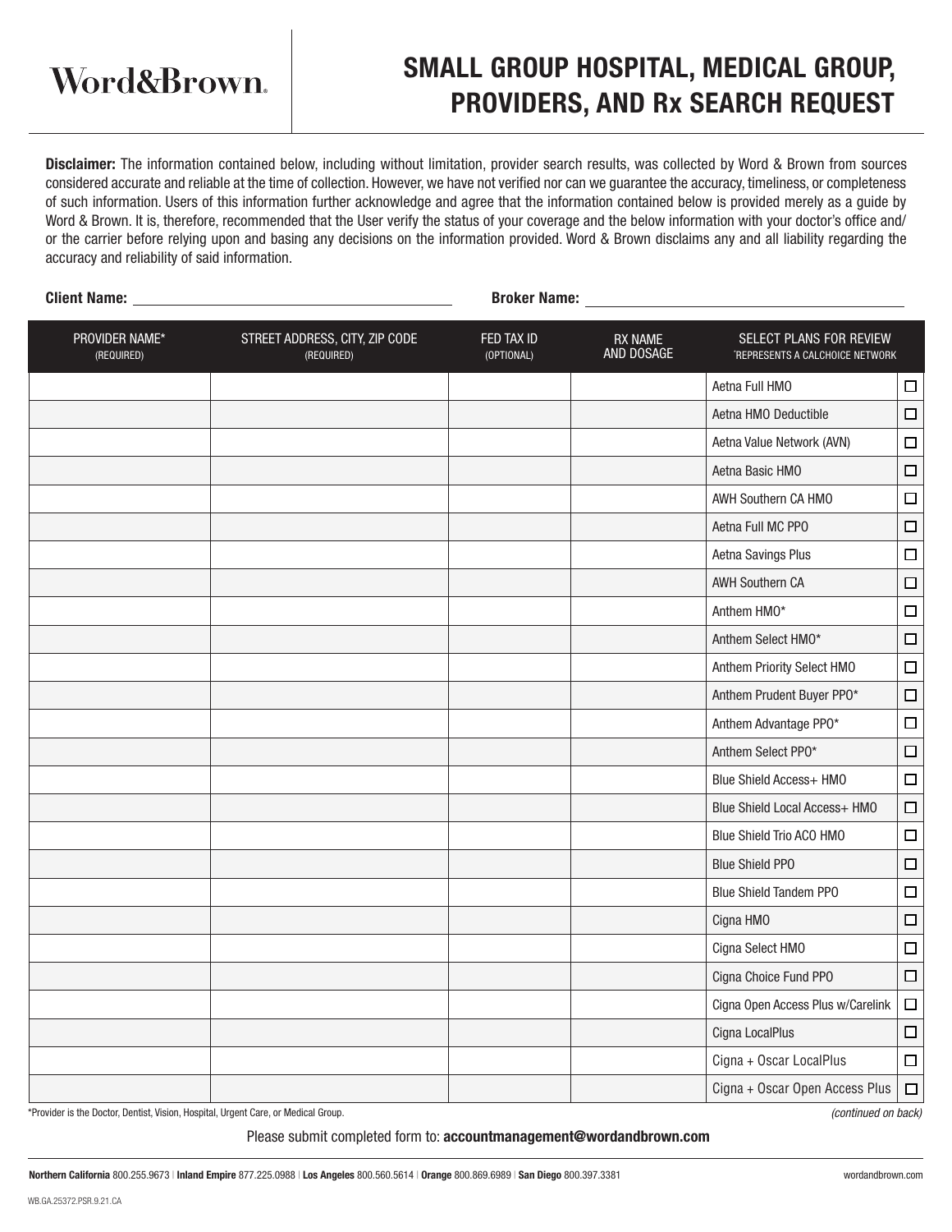Word&Brown.

# SMALL GROUP HOSPITAL, MEDICAL GROUP, PROVIDERS, AND Rx SEARCH REQUEST

**Disclaimer:** The information contained below, including without limitation, provider search results, was collected by Word & Brown from sources considered accurate and reliable at the time of collection. However, we have not verified nor can we guarantee the accuracy, timeliness, or completeness of such information. Users of this information further acknowledge and agree that the information contained below is provided merely as a guide by Word & Brown. It is, therefore, recommended that the User verify the status of your coverage and the below information with your doctor's office and/or the carrier before relying upon and basing any decisions on the information provided. Word & Brown disclaims any and all liability regarding the accuracy and reliability of said information.

**Client Name:** ______________________ **Broker Name:** ______________________

| PROVIDER NAME* (REQUIRED) | STREET ADDRESS, CITY, ZIP CODE (REQUIRED) | FED TAX ID (OPTIONAL) | RX NAME AND DOSAGE | SELECT PLANS FOR REVIEW *REPRESENTS A CALCHOICE NETWORK | |
|---|---|---|---|---|---|
| | | | | Aetna Full HMO | ☐ |
| | | | | Aetna HMO Deductible | ☐ |
| | | | | Aetna Value Network (AVN) | ☐ |
| | | | | Aetna Basic HMO | ☐ |
| | | | | AWH Southern CA HMO | ☐ |
| | | | | Aetna Full MC PPO | ☐ |
| | | | | Aetna Savings Plus | ☐ |
| | | | | AWH Southern CA | ☐ |
| | | | | Anthem HMO* | ☐ |
| | | | | Anthem Select HMO* | ☐ |
| | | | | Anthem Priority Select HMO | ☐ |
| | | | | Anthem Prudent Buyer PPO* | ☐ |
| | | | | Anthem Advantage PPO* | ☐ |
| | | | | Anthem Select PPO* | ☐ |
| | | | | Blue Shield Access+ HMO | ☐ |
| | | | | Blue Shield Local Access+ HMO | ☐ |
| | | | | Blue Shield Trio ACO HMO | ☐ |
| | | | | Blue Shield PPO | ☐ |
| | | | | Blue Shield Tandem PPO | ☐ |
| | | | | Cigna HMO | ☐ |
| | | | | Cigna Select HMO | ☐ |
| | | | | Cigna Choice Fund PPO | ☐ |
| | | | | Cigna Open Access Plus w/Carelink | ☐ |
| | | | | Cigna LocalPlus | ☐ |
| | | | | Cigna + Oscar LocalPlus | ☐ |
| | | | | Cigna + Oscar Open Access Plus | ☐ |

*Provider is the Doctor, Dentist, Vision, Hospital, Urgent Care, or Medical Group.

*(continued on back)*

Please submit completed form to: **accountmanagement@wordandbrown.com**

**Northern California** 800.255.9673 | **Inland Empire** 877.225.0988 | **Los Angeles** 800.560.5614 | **Orange** 800.869.6989 | **San Diego** 800.397.3381

wordandbrown.com

WB.GA.25372.PSR.9.21.CA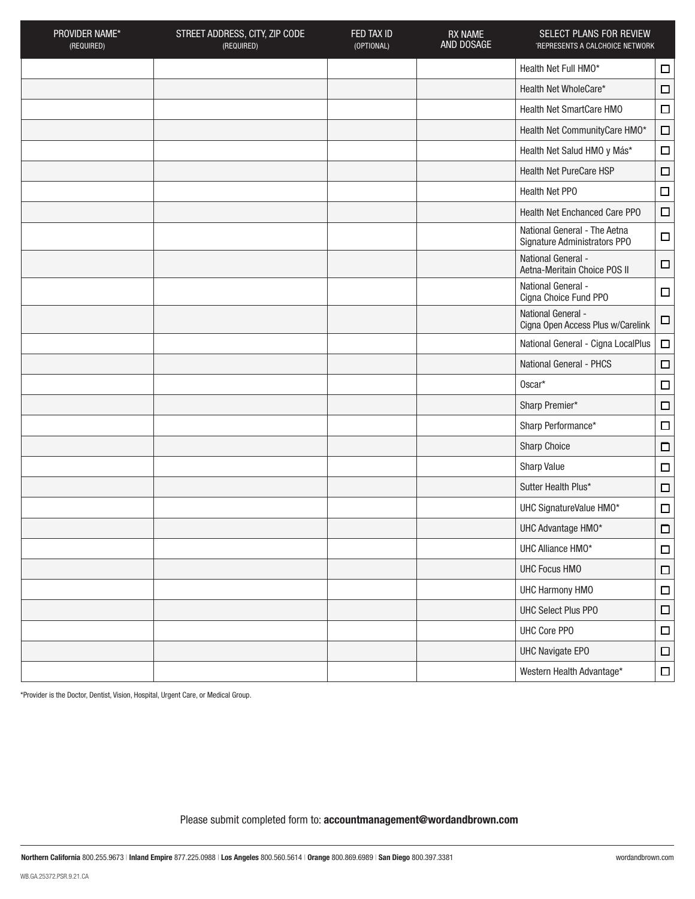| PROVIDER NAME* (REQUIRED) | STREET ADDRESS, CITY, ZIP CODE (REQUIRED) | FED TAX ID (OPTIONAL) | RX NAME AND DOSAGE | SELECT PLANS FOR REVIEW *REPRESENTS A CALCHOICE NETWORK | |
|---|---|---|---|---|---|
| | | | | Health Net Full HMO* | ☐ |
| | | | | Health Net WholeCare* | ☐ |
| | | | | Health Net SmartCare HMO | ☐ |
| | | | | Health Net CommunityCare HMO* | ☐ |
| | | | | Health Net Salud HMO y Más* | ☐ |
| | | | | Health Net PureCare HSP | ☐ |
| | | | | Health Net PPO | ☐ |
| | | | | Health Net Enchanced Care PPO | ☐ |
| | | | | National General - The Aetna Signature Administrators PPO | ☐ |
| | | | | National General - Aetna-Meritain Choice POS II | ☐ |
| | | | | National General - Cigna Choice Fund PPO | ☐ |
| | | | | National General - Cigna Open Access Plus w/Carelink | ☐ |
| | | | | National General - Cigna LocalPlus | ☐ |
| | | | | National General - PHCS | ☐ |
| | | | | Oscar* | ☐ |
| | | | | Sharp Premier* | ☐ |
| | | | | Sharp Performance* | ☐ |
| | | | | Sharp Choice | ☐ |
| | | | | Sharp Value | ☐ |
| | | | | Sutter Health Plus* | ☐ |
| | | | | UHC SignatureValue HMO* | ☐ |
| | | | | UHC Advantage HMO* | ☐ |
| | | | | UHC Alliance HMO* | ☐ |
| | | | | UHC Focus HMO | ☐ |
| | | | | UHC Harmony HMO | ☐ |
| | | | | UHC Select Plus PPO | ☐ |
| | | | | UHC Core PPO | ☐ |
| | | | | UHC Navigate EPO | ☐ |
| | | | | Western Health Advantage* | ☐ |

*Provider is the Doctor, Dentist, Vision, Hospital, Urgent Care, or Medical Group.

Please submit completed form to: **accountmanagement@wordandbrown.com**

**Northern California** 800.255.9673 | **Inland Empire** 877.225.0988 | **Los Angeles** 800.560.5614 | **Orange** 800.869.6989 | **San Diego** 800.397.3381

wordandbrown.com

WB.GA.25372.PSR.9.21.CA